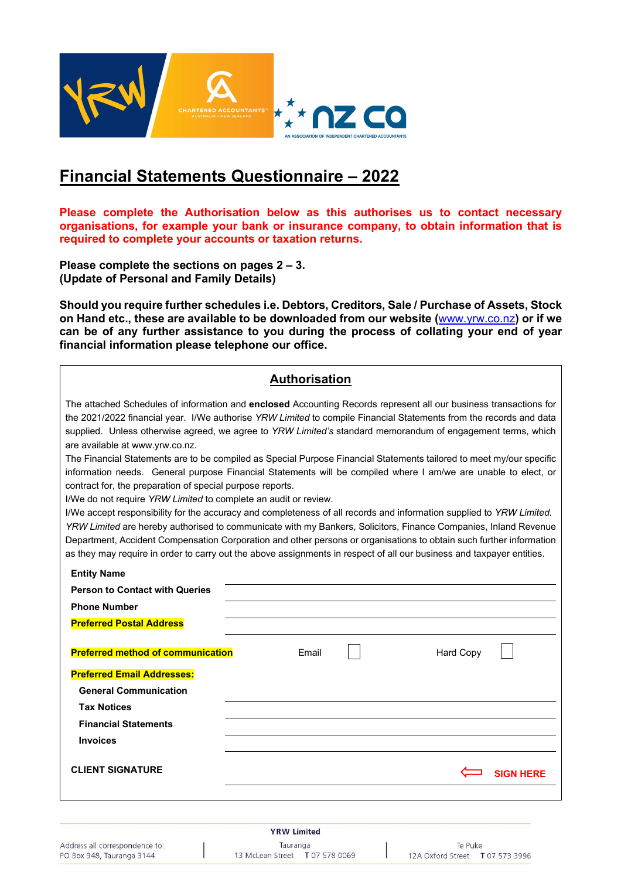# Financial Statements Questionnaire – 2022

**Please complete the Authorisation below as this authorises us to contact necessary organisations, for example your bank or insurance company, to obtain information that is required to complete your accounts or taxation returns.**

**Please complete the sections on pages 2 – 3.**
**(Update of Personal and Family Details)**

**Should you require further schedules i.e. Debtors, Creditors, Sale / Purchase of Assets, Stock on Hand etc., these are available to be downloaded from our website (www.yrw.co.nz) or if we can be of any further assistance to you during the process of collating your end of year financial information please telephone our office.**

## Authorisation

The attached Schedules of information and **enclosed** Accounting Records represent all our business transactions for the 2021/2022 financial year. I/We authorise *YRW Limited* to compile Financial Statements from the records and data supplied. Unless otherwise agreed, we agree to *YRW Limited's* standard memorandum of engagement terms, which are available at www.yrw.co.nz.

The Financial Statements are to be compiled as Special Purpose Financial Statements tailored to meet my/our specific information needs. General purpose Financial Statements will be compiled where I am/we are unable to elect, or contract for, the preparation of special purpose reports.

I/We do not require *YRW Limited* to complete an audit or review.

I/We accept responsibility for the accuracy and completeness of all records and information supplied to *YRW Limited*.

*YRW Limited* are hereby authorised to communicate with my Bankers, Solicitors, Finance Companies, Inland Revenue Department, Accident Compensation Corporation and other persons or organisations to obtain such further information as they may require in order to carry out the above assignments in respect of all our business and taxpayer entities.

**Entity Name** \_\_\_\_\_\_\_\_\_\_\_\_\_\_\_\_\_\_\_\_

**Person to Contact with Queries** \_\_\_\_\_\_\_\_\_\_\_\_\_\_\_\_\_\_\_\_

**Phone Number** \_\_\_\_\_\_\_\_\_\_\_\_\_\_\_\_\_\_\_\_

**Preferred Postal Address** \_\_\_\_\_\_\_\_\_\_\_\_\_\_\_\_\_\_\_\_

**Preferred method of communication** Email ☐ Hard Copy ☐

**Preferred Email Addresses:**

- **General Communication** \_\_\_\_\_\_\_\_\_\_\_\_\_\_\_\_\_\_\_\_
- **Tax Notices** \_\_\_\_\_\_\_\_\_\_\_\_\_\_\_\_\_\_\_\_
- **Financial Statements** \_\_\_\_\_\_\_\_\_\_\_\_\_\_\_\_\_\_\_\_
- **Invoices** \_\_\_\_\_\_\_\_\_\_\_\_\_\_\_\_\_\_\_\_

**CLIENT SIGNATURE** \_\_\_\_\_\_\_\_\_\_\_\_\_\_\_\_\_\_\_\_ ⇦ **SIGN HERE**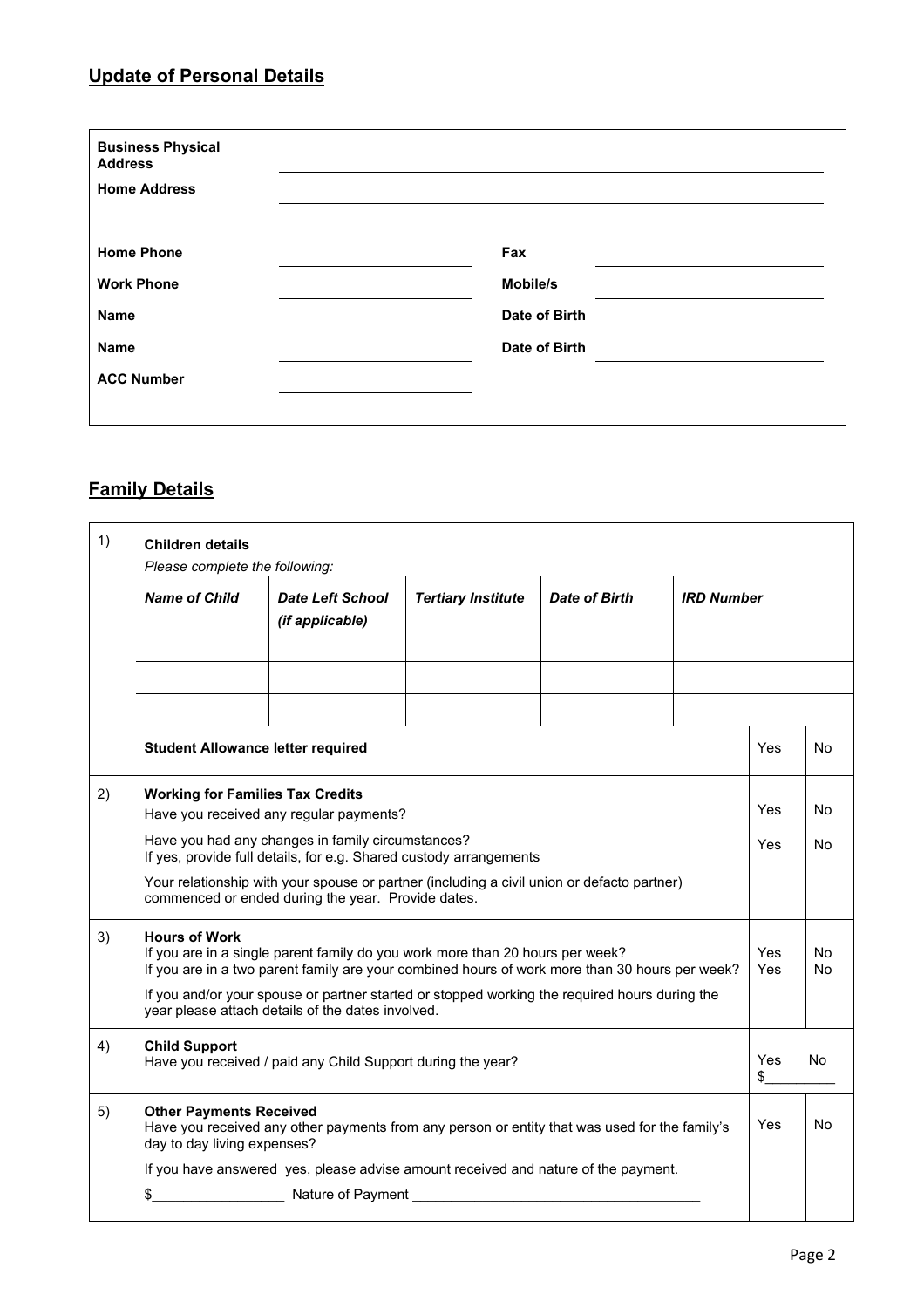## Update of Personal Details

| | | | |
|---|---|---|---|
| **Business Physical Address** | | | |
| **Home Address** | | | |
| **Home Phone** | | **Fax** | |
| **Work Phone** | | **Mobile/s** | |
| **Name** | | **Date of Birth** | |
| **Name** | | **Date of Birth** | |
| **ACC Number** | | | |

## Family Details

**1) Children details**

*Please complete the following:*

| *Name of Child* | *Date Left School (if applicable)* | *Tertiary Institute* | *Date of Birth* | *IRD Number* |
|---|---|---|---|---|
| | | | | |
| | | | | |
| | | | | |

| | | |
|---|---|---|
| **Student Allowance letter required** | Yes | No |

| No. | Question | Yes | No |
|---|---|---|---|
| 2) | **Working for Families Tax Credits**<br>Have you received any regular payments? | Yes | No |
| | Have you had any changes in family circumstances?<br>If yes, provide full details, for e.g. Shared custody arrangements | Yes | No |
| | Your relationship with your spouse or partner (including a civil union or defacto partner) commenced or ended during the year. Provide dates. | | |
| 3) | **Hours of Work**<br>If you are in a single parent family do you work more than 20 hours per week?<br>If you are in a two parent family are your combined hours of work more than 30 hours per week? | Yes<br>Yes | No<br>No |
| | If you and/or your spouse or partner started or stopped working the required hours during the year please attach details of the dates involved. | | |
| 4) | **Child Support**<br>Have you received / paid any Child Support during the year? | Yes<br>$________ | No |
| 5) | **Other Payments Received**<br>Have you received any other payments from any person or entity that was used for the family's day to day living expenses? | Yes | No |
| | If you have answered yes, please advise amount received and nature of the payment.<br>$________________ Nature of Payment ____________________________________ | | |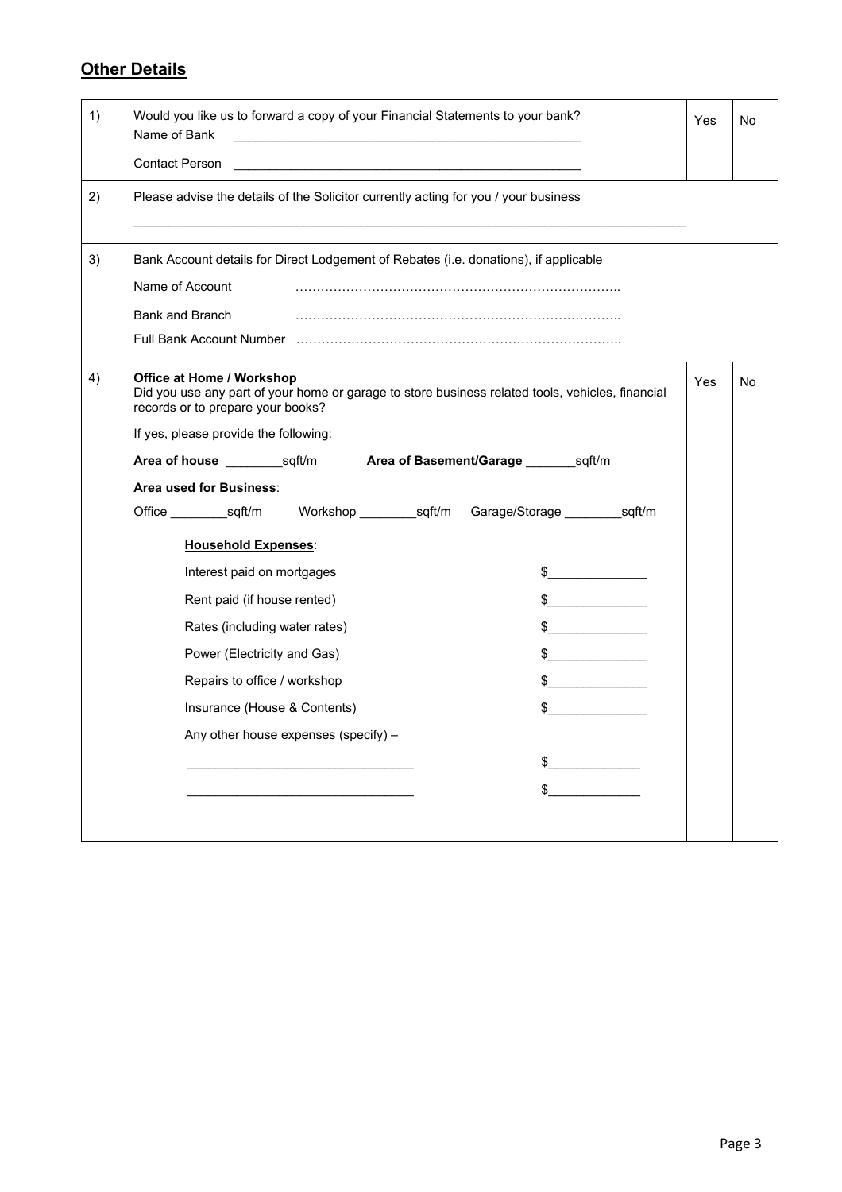## Other Details

| | | Yes | No |
|---|---|---|---|
| 1) | Would you like us to forward a copy of your Financial Statements to your bank?<br>Name of Bank \_\_\_\_\_\_\_\_\_\_\_\_\_\_\_\_\_\_\_\_\_\_\_\_\_\_\_\_\_\_\_\_\_\_\_\_\_\_\_\_\_\_\_\_<br>Contact Person \_\_\_\_\_\_\_\_\_\_\_\_\_\_\_\_\_\_\_\_\_\_\_\_\_\_\_\_\_\_\_\_\_\_\_\_\_\_\_\_\_\_\_\_ | | |
| 2) | Please advise the details of the Solicitor currently acting for you / your business<br>\_\_\_\_\_\_\_\_\_\_\_\_\_\_\_\_\_\_\_\_\_\_\_\_\_\_\_\_\_\_\_\_\_\_\_\_\_\_\_\_\_\_\_\_\_\_\_\_\_\_\_\_\_\_\_\_\_\_\_\_\_\_\_\_\_\_\_\_ | | |
| 3) | Bank Account details for Direct Lodgement of Rebates (i.e. donations), if applicable<br>Name of Account ……………………………………………………………..<br>Bank and Branch ……………………………………………………………..<br>Full Bank Account Number …………………………………………………………….. | | |
| 4) | **Office at Home / Workshop**<br>Did you use any part of your home or garage to store business related tools, vehicles, financial records or to prepare your books?<br>If yes, please provide the following:<br>**Area of house** \_\_\_\_\_\_\_\_sqft/m **Area of Basement/Garage** \_\_\_\_\_\_\_sqft/m<br>**Area used for Business**:<br>Office \_\_\_\_\_\_\_\_sqft/m Workshop \_\_\_\_\_\_\_\_sqft/m Garage/Storage \_\_\_\_\_\_\_\_sqft/m<br>**Household Expenses**:<br>Interest paid on mortgages $\_\_\_\_\_\_\_\_\_\_\_\_\_\_<br>Rent paid (if house rented) $\_\_\_\_\_\_\_\_\_\_\_\_\_\_<br>Rates (including water rates) $\_\_\_\_\_\_\_\_\_\_\_\_\_\_<br>Power (Electricity and Gas) $\_\_\_\_\_\_\_\_\_\_\_\_\_\_<br>Repairs to office / workshop $\_\_\_\_\_\_\_\_\_\_\_\_\_\_<br>Insurance (House & Contents) $\_\_\_\_\_\_\_\_\_\_\_\_\_\_<br>Any other house expenses (specify) –<br>\_\_\_\_\_\_\_\_\_\_\_\_\_\_\_\_\_\_\_\_\_\_\_\_\_\_\_\_\_\_\_\_ $\_\_\_\_\_\_\_\_\_\_\_\_\_<br>\_\_\_\_\_\_\_\_\_\_\_\_\_\_\_\_\_\_\_\_\_\_\_\_\_\_\_\_\_\_\_\_ $\_\_\_\_\_\_\_\_\_\_\_\_\_ | Yes | No |